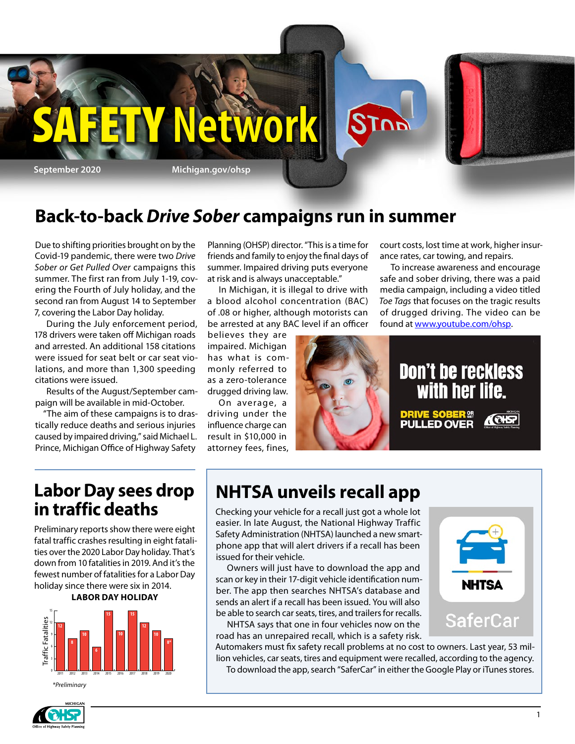# SAFETY Network

September 2020 Michigan.gov/ohsp

## Back-to-back *Drive Sober* campaigns run in summer

Due to shifting priorities brought on by the Covid-19 pandemic, there were two *Drive Sober or Get Pulled Over* campaigns this summer. The first ran from July 1-19, covering the Fourth of July holiday, and the second ran from August 14 to September 7, covering the Labor Day holiday.

During the July enforcement period, 178 drivers were taken off Michigan roads and arrested. An additional 158 citations were issued for seat belt or car seat violations, and more than 1,300 speeding citations were issued.

Results of the August/September campaign will be available in mid-October.

"The aim of these campaigns is to drastically reduce deaths and serious injuries caused by impaired driving," said Michael L. Prince, Michigan Office of Highway Safety Planning (OHSP) director. "This is a time for friends and family to enjoy the final days of summer. Impaired driving puts everyone at risk and is always unacceptable."

In Michigan, it is illegal to drive with a blood alcohol concentration (BAC) of .08 or higher, although motorists can be arrested at any BAC level if an officer believes they are impaired. Michigan has what is commonly referred to as a zero-tolerance drugged driving law.

On average, a driving under the influence charge can result in $10,000 in attorney fees, fines, court costs, lost time at work, higher insurance rates, car towing, and repairs.

To increase awareness and encourage safe and sober driving, there was a paid media campaign, including a video titled *Toe Tags* that focuses on the tragic results of drugged driving. The video can be found at www.youtube.com/ohsp.

Don't be reckless with her life.

DRIVE SOBER OR GET PULLED OVER

## Labor Day sees drop in traffic deaths

Preliminary reports show there were eight fatal traffic crashes resulting in eight fatalities over the 2020 Labor Day holiday. That's down from 10 fatalities in 2019. And it's the fewest number of fatalities for a Labor Day holiday since there were six in 2014.

**LABOR DAY HOLIDAY**

| Year | Traffic Fatalities |
|---|---|
| 2011 | 12 |
| 2012 | 8 |
| 2013 | 10 |
| 2014 | 6 |
| 2015 | 15 |
| 2016 | 10 |
| 2017 | 15 |
| 2018 | 12 |
| 2019 | 10 |
| 2020 | 8* |

*\*Preliminary*

## NHTSA unveils recall app

Checking your vehicle for a recall just got a whole lot easier. In late August, the National Highway Traffic Safety Administration (NHTSA) launched a new smartphone app that will alert drivers if a recall has been issued for their vehicle.

Owners will just have to download the app and scan or key in their 17-digit vehicle identification number. The app then searches NHTSA's database and sends an alert if a recall has been issued. You will also be able to search car seats, tires, and trailers for recalls.

NHTSA says that one in four vehicles now on the road has an unrepaired recall, which is a safety risk. Automakers must fix safety recall problems at no cost to owners. Last year, 53 million vehicles, car seats, tires and equipment were recalled, according to the agency.

To download the app, search "SaferCar" in either the Google Play or iTunes stores.

NHTSA SaferCar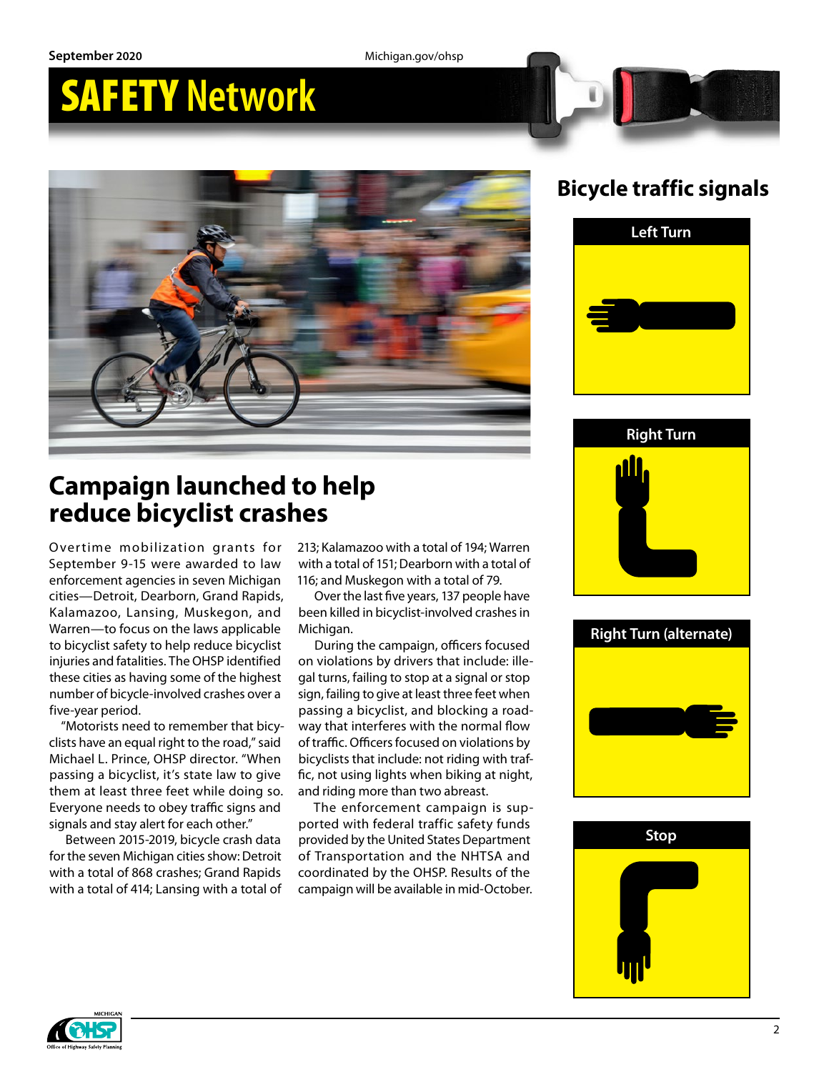## Campaign launched to help reduce bicyclist crashes

Overtime mobilization grants for September 9-15 were awarded to law enforcement agencies in seven Michigan cities—Detroit, Dearborn, Grand Rapids, Kalamazoo, Lansing, Muskegon, and Warren—to focus on the laws applicable to bicyclist safety to help reduce bicyclist injuries and fatalities. The OHSP identified these cities as having some of the highest number of bicycle-involved crashes over a five-year period.

"Motorists need to remember that bicyclists have an equal right to the road," said Michael L. Prince, OHSP director. "When passing a bicyclist, it's state law to give them at least three feet while doing so. Everyone needs to obey traffic signs and signals and stay alert for each other."

Between 2015-2019, bicycle crash data for the seven Michigan cities show: Detroit with a total of 868 crashes; Grand Rapids with a total of 414; Lansing with a total of 213; Kalamazoo with a total of 194; Warren with a total of 151; Dearborn with a total of 116; and Muskegon with a total of 79.

Over the last five years, 137 people have been killed in bicyclist-involved crashes in Michigan.

During the campaign, officers focused on violations by drivers that include: illegal turns, failing to stop at a signal or stop sign, failing to give at least three feet when passing a bicyclist, and blocking a roadway that interferes with the normal flow of traffic. Officers focused on violations by bicyclists that include: not riding with traffic, not using lights when biking at night, and riding more than two abreast.

The enforcement campaign is supported with federal traffic safety funds provided by the United States Department of Transportation and the NHTSA and coordinated by the OHSP. Results of the campaign will be available in mid-October.

## Bicycle traffic signals

Left Turn

Right Turn

Right Turn (alternate)

Stop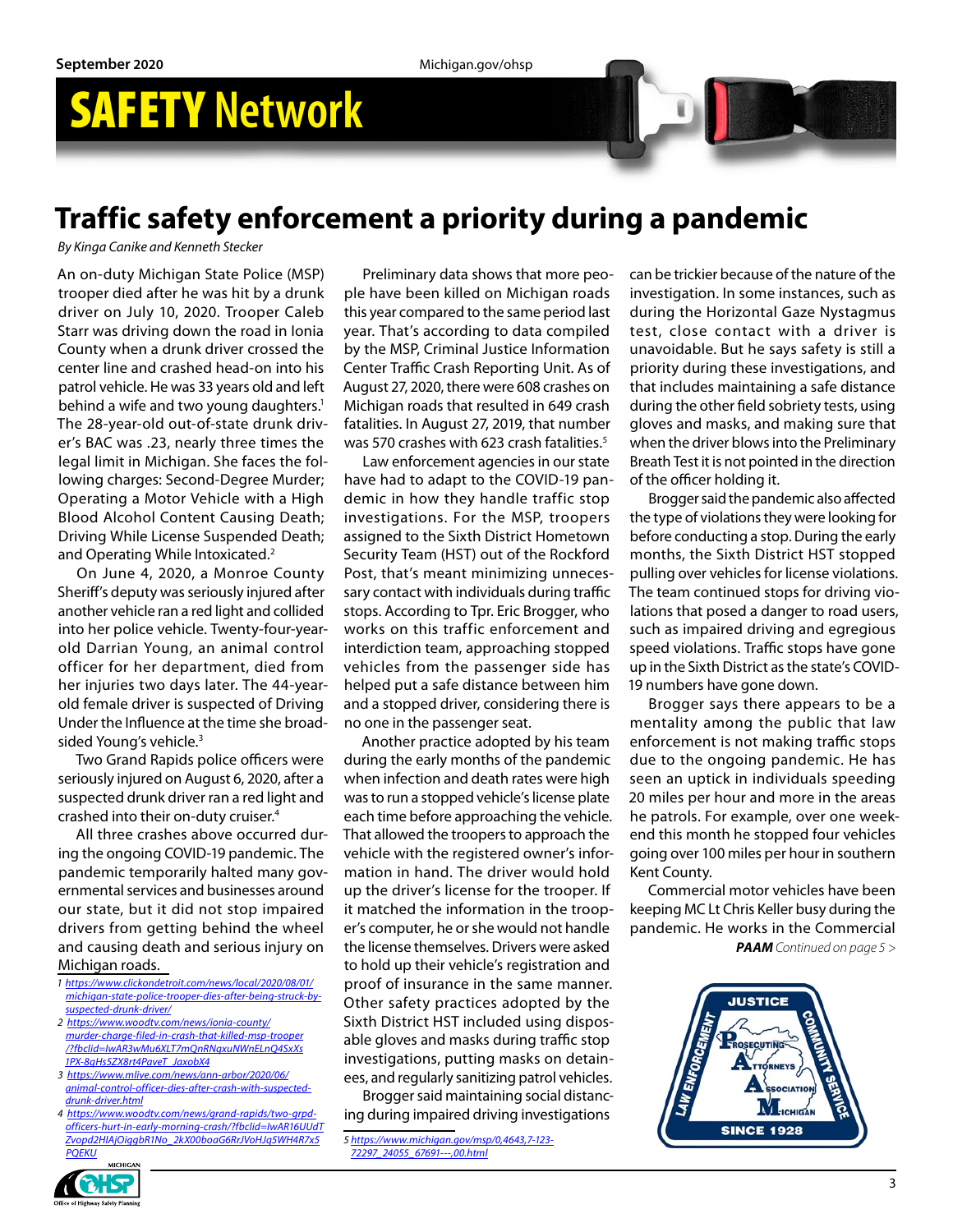# Traffic safety enforcement a priority during a pandemic

*By Kinga Canike and Kenneth Stecker*

An on-duty Michigan State Police (MSP) trooper died after he was hit by a drunk driver on July 10, 2020. Trooper Caleb Starr was driving down the road in Ionia County when a drunk driver crossed the center line and crashed head-on into his patrol vehicle. He was 33 years old and left behind a wife and two young daughters.[1] The 28-year-old out-of-state drunk driver's BAC was .23, nearly three times the legal limit in Michigan. She faces the following charges: Second-Degree Murder; Operating a Motor Vehicle with a High Blood Alcohol Content Causing Death; Driving While License Suspended Death; and Operating While Intoxicated.[2]

On June 4, 2020, a Monroe County Sheriff's deputy was seriously injured after another vehicle ran a red light and collided into her police vehicle. Twenty-four-year-old Darrian Young, an animal control officer for her department, died from her injuries two days later. The 44-year-old female driver is suspected of Driving Under the Influence at the time she broadsided Young's vehicle.[3]

Two Grand Rapids police officers were seriously injured on August 6, 2020, after a suspected drunk driver ran a red light and crashed into their on-duty cruiser.[4]

All three crashes above occurred during the ongoing COVID-19 pandemic. The pandemic temporarily halted many governmental services and businesses around our state, but it did not stop impaired drivers from getting behind the wheel and causing death and serious injury on Michigan roads.

Preliminary data shows that more people have been killed on Michigan roads this year compared to the same period last year. That's according to data compiled by the MSP, Criminal Justice Information Center Traffic Crash Reporting Unit. As of August 27, 2020, there were 608 crashes on Michigan roads that resulted in 649 crash fatalities. In August 27, 2019, that number was 570 crashes with 623 crash fatalities.[5]

Law enforcement agencies in our state have had to adapt to the COVID-19 pandemic in how they handle traffic stop investigations. For the MSP, troopers assigned to the Sixth District Hometown Security Team (HST) out of the Rockford Post, that's meant minimizing unnecessary contact with individuals during traffic stops. According to Tpr. Eric Brogger, who works on this traffic enforcement and interdiction team, approaching stopped vehicles from the passenger side has helped put a safe distance between him and a stopped driver, considering there is no one in the passenger seat.

Another practice adopted by his team during the early months of the pandemic when infection and death rates were high was to run a stopped vehicle's license plate each time before approaching the vehicle. That allowed the troopers to approach the vehicle with the registered owner's information in hand. The driver would hold up the driver's license for the trooper. If it matched the information in the trooper's computer, he or she would not handle the license themselves. Drivers were asked to hold up their vehicle's registration and proof of insurance in the same manner. Other safety practices adopted by the Sixth District HST included using disposable gloves and masks during traffic stop investigations, putting masks on detainees, and regularly sanitizing patrol vehicles.

Brogger said maintaining social distancing during impaired driving investigations can be trickier because of the nature of the investigation. In some instances, such as during the Horizontal Gaze Nystagmus test, close contact with a driver is unavoidable. But he says safety is still a priority during these investigations, and that includes maintaining a safe distance during the other field sobriety tests, using gloves and masks, and making sure that when the driver blows into the Preliminary Breath Test it is not pointed in the direction of the officer holding it.

Brogger said the pandemic also affected the type of violations they were looking for before conducting a stop. During the early months, the Sixth District stopped pulling over vehicles for license violations. The team continued stops for driving violations that posed a danger to road users, such as impaired driving and egregious speed violations. Traffic stops have gone up in the Sixth District as the state's COVID-19 numbers have gone down.

Brogger says there appears to be a mentality among the public that law enforcement is not making traffic stops due to the ongoing pandemic. He has seen an uptick in individuals speeding 20 miles per hour and more in the areas he patrols. For example, over one weekend this month he stopped four vehicles going over 100 miles per hour in southern Kent County.

Commercial motor vehicles have been keeping MC Lt Chris Keller busy during the pandemic. He works in the Commercial

***PAAM*** *Continued on page 5 >*

1 https://www.clickondetroit.com/news/local/2020/08/01/michigan-state-police-trooper-dies-after-being-struck-by-suspected-drunk-driver/

2 https://www.woodtv.com/news/ionia-county/murder-charge-filed-in-crash-that-killed-msp-trooper/?fbclid=IwAR3wMu6XLT7mQnRNgxuNWnELnQ4SxXs1PX-8gHs5ZX8rt4PaveT_JaxobX4

3 https://www.mlive.com/news/ann-arbor/2020/06/animal-control-officer-dies-after-crash-with-suspected-drunk-driver.html

4 https://www.woodtv.com/news/grand-rapids/two-grpd-officers-hurt-in-early-morning-crash/?fbclid=IwAR16UUdTZvopd2HIAjOiggbR1No_2kX00boaG6RrJVoHJg5WH4R7x5PQEKU

5 https://www.michigan.gov/msp/0,4643,7-123-72297_24055_67691---,00.html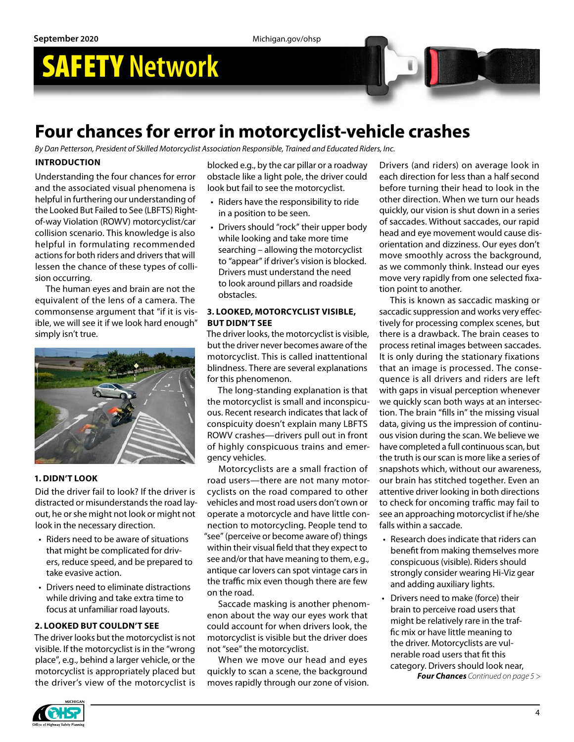# Four chances for error in motorcyclist-vehicle crashes

*By Dan Petterson, President of Skilled Motorcyclist Association Responsible, Trained and Educated Riders, Inc.*

**INTRODUCTION**

Understanding the four chances for error and the associated visual phenomena is helpful in furthering our understanding of the Looked But Failed to See (LBFTS) Right-of-way Violation (ROWV) motorcyclist/car collision scenario. This knowledge is also helpful in formulating recommended actions for both riders and drivers that will lessen the chance of these types of collision occurring.

The human eyes and brain are not the equivalent of the lens of a camera. The commonsense argument that "if it is visible, we will see it if we look hard enough" simply isn't true.

**1. DIDN'T LOOK**

Did the driver fail to look? If the driver is distracted or misunderstands the road layout, he or she might not look or might not look in the necessary direction.

- Riders need to be aware of situations that might be complicated for drivers, reduce speed, and be prepared to take evasive action.
- Drivers need to eliminate distractions while driving and take extra time to focus at unfamiliar road layouts.

**2. LOOKED BUT COULDN'T SEE**

The driver looks but the motorcyclist is not visible. If the motorcyclist is in the "wrong place", e.g., behind a larger vehicle, or the motorcyclist is appropriately placed but the driver's view of the motorcyclist is blocked e.g., by the car pillar or a roadway obstacle like a light pole, the driver could look but fail to see the motorcyclist.

- Riders have the responsibility to ride in a position to be seen.
- Drivers should "rock" their upper body while looking and take more time searching – allowing the motorcyclist to "appear" if driver's vision is blocked. Drivers must understand the need to look around pillars and roadside obstacles.

**3. LOOKED, MOTORCYCLIST VISIBLE, BUT DIDN'T SEE**

The driver looks, the motorcyclist is visible, but the driver never becomes aware of the motorcyclist. This is called inattentional blindness. There are several explanations for this phenomenon.

The long-standing explanation is that the motorcyclist is small and inconspicuous. Recent research indicates that lack of conspicuity doesn't explain many LBFTS ROWV crashes—drivers pull out in front of highly conspicuous trains and emergency vehicles.

Motorcyclists are a small fraction of road users—there are not many motorcyclists on the road compared to other vehicles and most road users don't own or operate a motorcycle and have little connection to motorcycling. People tend to "see" (perceive or become aware of) things within their visual field that they expect to see and/or that have meaning to them, e.g., antique car lovers can spot vintage cars in the traffic mix even though there are few on the road.

Saccade masking is another phenomenon about the way our eyes work that could account for when drivers look, the motorcyclist is visible but the driver does not "see" the motorcyclist.

When we move our head and eyes quickly to scan a scene, the background moves rapidly through our zone of vision. Drivers (and riders) on average look in each direction for less than a half second before turning their head to look in the other direction. When we turn our heads quickly, our vision is shut down in a series of saccades. Without saccades, our rapid head and eye movement would cause disorientation and dizziness. Our eyes don't move smoothly across the background, as we commonly think. Instead our eyes move very rapidly from one selected fixation point to another.

This is known as saccadic masking or saccadic suppression and works very effectively for processing complex scenes, but there is a drawback. The brain ceases to process retinal images between saccades. It is only during the stationary fixations that an image is processed. The consequence is all drivers and riders are left with gaps in visual perception whenever we quickly scan both ways at an intersection. The brain "fills in" the missing visual data, giving us the impression of continuous vision during the scan. We believe we have completed a full continuous scan, but the truth is our scan is more like a series of snapshots which, without our awareness, our brain has stitched together. Even an attentive driver looking in both directions to check for oncoming traffic may fail to see an approaching motorcyclist if he/she falls within a saccade.

- Research does indicate that riders can benefit from making themselves more conspicuous (visible). Riders should strongly consider wearing Hi-Viz gear and adding auxiliary lights.
- Drivers need to make (force) their brain to perceive road users that might be relatively rare in the traffic mix or have little meaning to the driver. Motorcyclists are vulnerable road users that fit this category. Drivers should look near,

***Four Chances*** *Continued on page 5 >*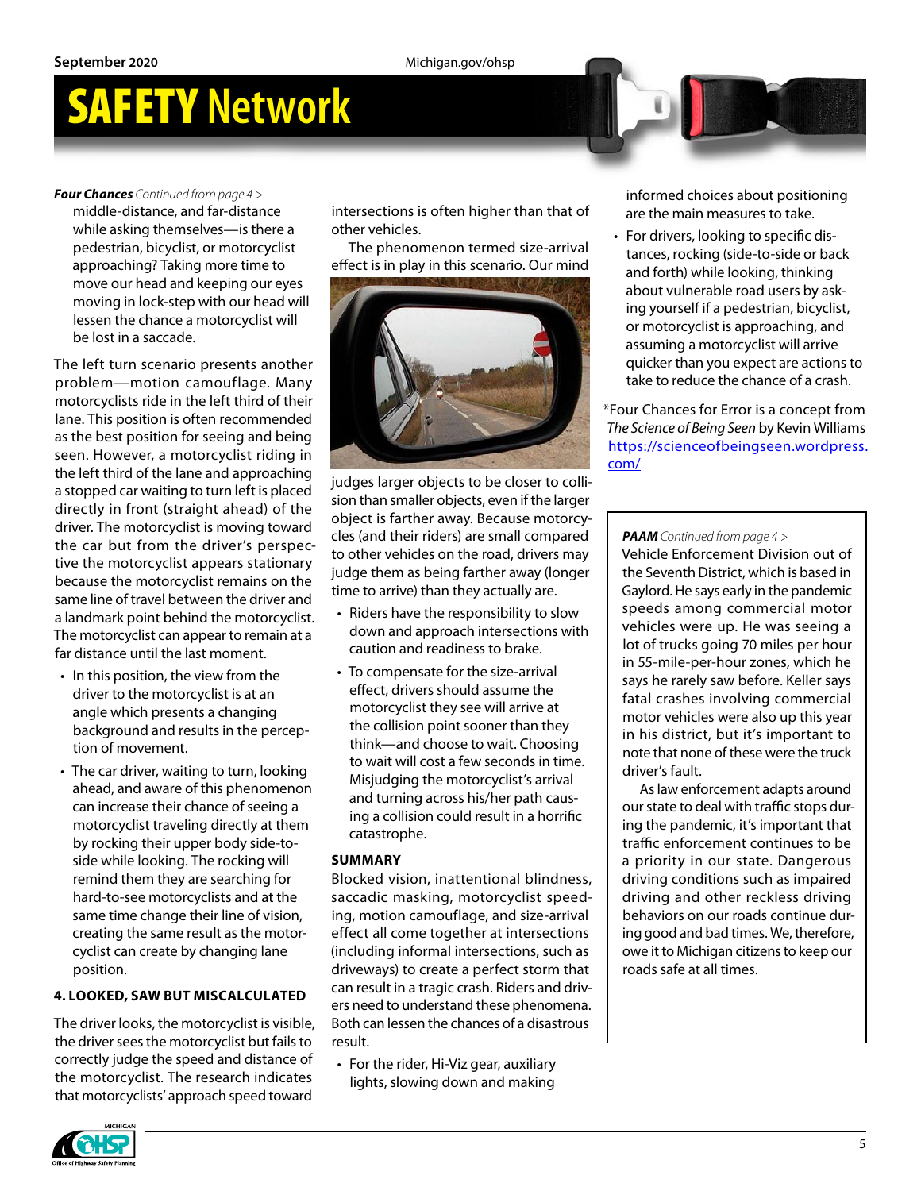**Four Chances** *Continued from page 4 >*

middle-distance, and far-distance while asking themselves—is there a pedestrian, bicyclist, or motorcyclist approaching? Taking more time to move our head and keeping our eyes moving in lock-step with our head will lessen the chance a motorcyclist will be lost in a saccade.

The left turn scenario presents another problem—motion camouflage. Many motorcyclists ride in the left third of their lane. This position is often recommended as the best position for seeing and being seen. However, a motorcyclist riding in the left third of the lane and approaching a stopped car waiting to turn left is placed directly in front (straight ahead) of the driver. The motorcyclist is moving toward the car but from the driver's perspective the motorcyclist appears stationary because the motorcyclist remains on the same line of travel between the driver and a landmark point behind the motorcyclist. The motorcyclist can appear to remain at a far distance until the last moment.

- In this position, the view from the driver to the motorcyclist is at an angle which presents a changing background and results in the perception of movement.
- The car driver, waiting to turn, looking ahead, and aware of this phenomenon can increase their chance of seeing a motorcyclist traveling directly at them by rocking their upper body side-to-side while looking. The rocking will remind them they are searching for hard-to-see motorcyclists and at the same time change their line of vision, creating the same result as the motorcyclist can create by changing lane position.

**4. LOOKED, SAW BUT MISCALCULATED**

The driver looks, the motorcyclist is visible, the driver sees the motorcyclist but fails to correctly judge the speed and distance of the motorcyclist. The research indicates that motorcyclists' approach speed toward intersections is often higher than that of other vehicles.

The phenomenon termed size-arrival effect is in play in this scenario. Our mind judges larger objects to be closer to collision than smaller objects, even if the larger object is farther away. Because motorcycles (and their riders) are small compared to other vehicles on the road, drivers may judge them as being farther away (longer time to arrive) than they actually are.

- Riders have the responsibility to slow down and approach intersections with caution and readiness to brake.
- To compensate for the size-arrival effect, drivers should assume the motorcyclist they see will arrive at the collision point sooner than they think—and choose to wait. Choosing to wait will cost a few seconds in time. Misjudging the motorcyclist's arrival and turning across his/her path causing a collision could result in a horrific catastrophe.

**SUMMARY**

Blocked vision, inattentional blindness, saccadic masking, motorcyclist speeding, motion camouflage, and size-arrival effect all come together at intersections (including informal intersections, such as driveways) to create a perfect storm that can result in a tragic crash. Riders and drivers need to understand these phenomena. Both can lessen the chances of a disastrous result.

- For the rider, Hi-Viz gear, auxiliary lights, slowing down and making informed choices about positioning are the main measures to take.
- For drivers, looking to specific distances, rocking (side-to-side or back and forth) while looking, thinking about vulnerable road users by asking yourself if a pedestrian, bicyclist, or motorcyclist is approaching, and assuming a motorcyclist will arrive quicker than you expect are actions to take to reduce the chance of a crash.

*Four Chances for Error is a concept from *The Science of Being Seen* by Kevin Williams https://scienceofbeingseen.wordpress.com/

**PAAM** *Continued from page 4 >*

Vehicle Enforcement Division out of the Seventh District, which is based in Gaylord. He says early in the pandemic speeds among commercial motor vehicles were up. He was seeing a lot of trucks going 70 miles per hour in 55-mile-per-hour zones, which he says he rarely saw before. Keller says fatal crashes involving commercial motor vehicles were also up this year in his district, but it's important to note that none of these were the truck driver's fault.

As law enforcement adapts around our state to deal with traffic stops during the pandemic, it's important that traffic enforcement continues to be a priority in our state. Dangerous driving conditions such as impaired driving and other reckless driving behaviors on our roads continue during good and bad times. We, therefore, owe it to Michigan citizens to keep our roads safe at all times.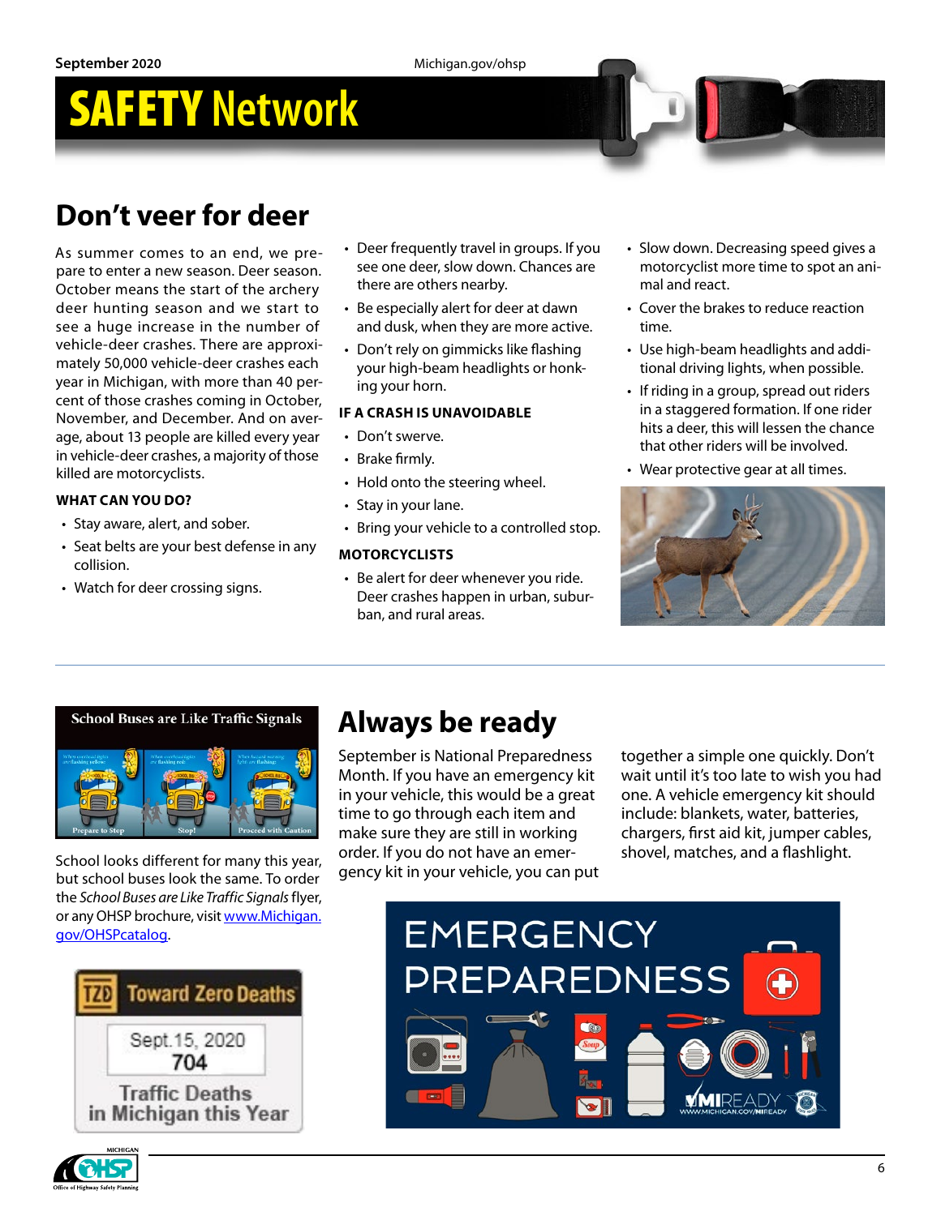## Don't veer for deer

As summer comes to an end, we prepare to enter a new season. Deer season. October means the start of the archery deer hunting season and we start to see a huge increase in the number of vehicle-deer crashes. There are approximately 50,000 vehicle-deer crashes each year in Michigan, with more than 40 percent of those crashes coming in October, November, and December. And on average, about 13 people are killed every year in vehicle-deer crashes, a majority of those killed are motorcyclists.

**WHAT CAN YOU DO?**

- Stay aware, alert, and sober.
- Seat belts are your best defense in any collision.
- Watch for deer crossing signs.
- Deer frequently travel in groups. If you see one deer, slow down. Chances are there are others nearby.
- Be especially alert for deer at dawn and dusk, when they are more active.
- Don't rely on gimmicks like flashing your high-beam headlights or honking your horn.

**IF A CRASH IS UNAVOIDABLE**

- Don't swerve.
- Brake firmly.
- Hold onto the steering wheel.
- Stay in your lane.
- Bring your vehicle to a controlled stop.

**MOTORCYCLISTS**

- Be alert for deer whenever you ride. Deer crashes happen in urban, suburban, and rural areas.
- Slow down. Decreasing speed gives a motorcyclist more time to spot an animal and react.
- Cover the brakes to reduce reaction time.
- Use high-beam headlights and additional driving lights, when possible.
- If riding in a group, spread out riders in a staggered formation. If one rider hits a deer, this will lessen the chance that other riders will be involved.
- Wear protective gear at all times.

School looks different for many this year, but school buses look the same. To order the *School Buses are Like Traffic Signals* flyer, or any OHSP brochure, visit www.Michigan.gov/OHSPcatalog.

**Toward Zero Deaths**

Sept. 15, 2020
704
Traffic Deaths in Michigan this Year

## Always be ready

September is National Preparedness Month. If you have an emergency kit in your vehicle, this would be a great time to go through each item and make sure they are still in working order. If you do not have an emergency kit in your vehicle, you can put together a simple one quickly. Don't wait until it's too late to wish you had one. A vehicle emergency kit should include: blankets, water, batteries, chargers, first aid kit, jumper cables, shovel, matches, and a flashlight.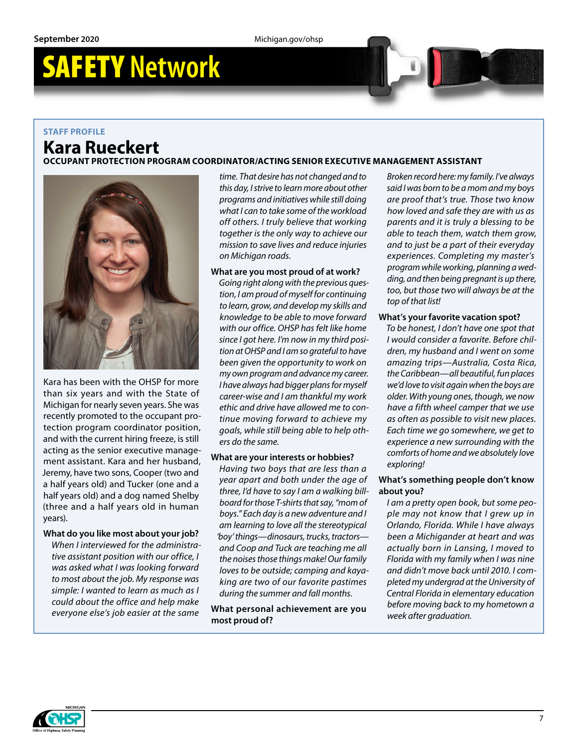STAFF PROFILE

# Kara Rueckert

**OCCUPANT PROTECTION PROGRAM COORDINATOR/ACTING SENIOR EXECUTIVE MANAGEMENT ASSISTANT**

Kara has been with the OHSP for more than six years and with the State of Michigan for nearly seven years. She was recently promoted to the occupant protection program coordinator position, and with the current hiring freeze, is still acting as the senior executive management assistant. Kara and her husband, Jeremy, have two sons, Cooper (two and a half years old) and Tucker (one and a half years old) and a dog named Shelby (three and a half years old in human years).

**What do you like most about your job?**

*When I interviewed for the administrative assistant position with our office, I was asked what I was looking forward to most about the job. My response was simple: I wanted to learn as much as I could about the office and help make everyone else's job easier at the same time. That desire has not changed and to this day, I strive to learn more about other programs and initiatives while still doing what I can to take some of the workload off others. I truly believe that working together is the only way to achieve our mission to save lives and reduce injuries on Michigan roads.*

**What are you most proud of at work?**

*Going right along with the previous question, I am proud of myself for continuing to learn, grow, and develop my skills and knowledge to be able to move forward with our office. OHSP has felt like home since I got here. I'm now in my third position at OHSP and I am so grateful to have been given the opportunity to work on my own program and advance my career. I have always had bigger plans for myself career-wise and I am thankful my work ethic and drive have allowed me to continue moving forward to achieve my goals, while still being able to help others do the same.*

**What are your interests or hobbies?**

*Having two boys that are less than a year apart and both under the age of three, I'd have to say I am a walking billboard for those T-shirts that say, "mom of boys." Each day is a new adventure and I am learning to love all the stereotypical 'boy' things—dinosaurs, trucks, tractors—and Coop and Tuck are teaching me all the noises those things make! Our family loves to be outside; camping and kayaking are two of our favorite pastimes during the summer and fall months.*

**What personal achievement are you most proud of?**

*Broken record here: my family. I've always said I was born to be a mom and my boys are proof that's true. Those two know how loved and safe they are with us as parents and it is truly a blessing to be able to teach them, watch them grow, and to just be a part of their everyday experiences. Completing my master's program while working, planning a wedding, and then being pregnant is up there, too, but those two will always be at the top of that list!*

**What's your favorite vacation spot?**

*To be honest, I don't have one spot that I would consider a favorite. Before children, my husband and I went on some amazing trips—Australia, Costa Rica, the Caribbean—all beautiful, fun places we'd love to visit again when the boys are older. With young ones, though, we now have a fifth wheel camper that we use as often as possible to visit new places. Each time we go somewhere, we get to experience a new surrounding with the comforts of home and we absolutely love exploring!*

**What's something people don't know about you?**

*I am a pretty open book, but some people may not know that I grew up in Orlando, Florida. While I have always been a Michigander at heart and was actually born in Lansing, I moved to Florida with my family when I was nine and didn't move back until 2010. I completed my undergrad at the University of Central Florida in elementary education before moving back to my hometown a week after graduation.*